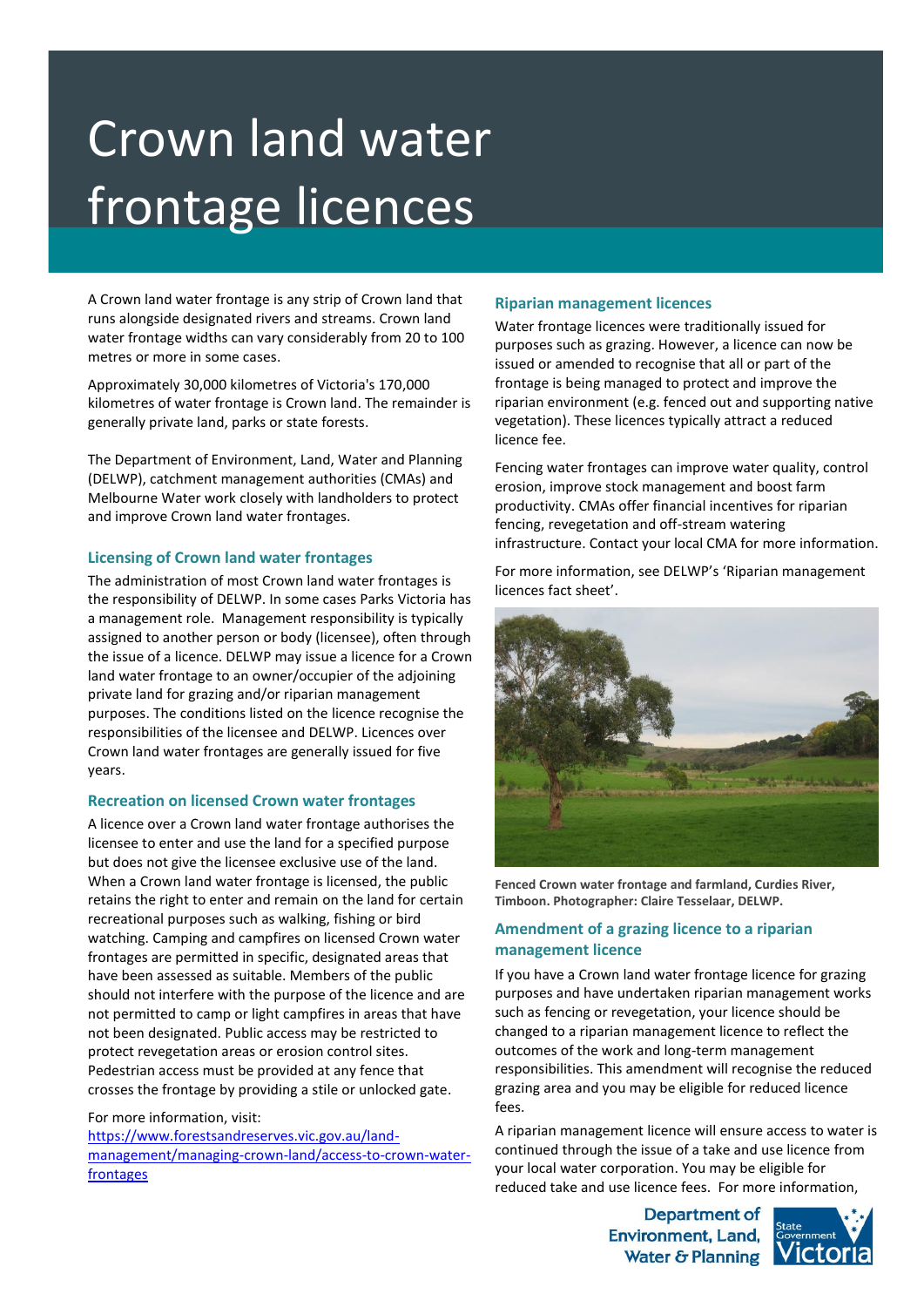# Crown land water frontage licences

A Crown land water frontage is any strip of Crown land that runs alongside designated rivers and streams. Crown land water frontage widths can vary considerably from 20 to 100 metres or more in some cases.

Approximately 30,000 kilometres of Victoria's 170,000 kilometres of water frontage is Crown land. The remainder is generally private land, parks or state forests.

The Department of Environment, Land, Water and Planning (DELWP), catchment management authorities (CMAs) and Melbourne Water work closely with landholders to protect and improve Crown land water frontages.

## Licensing of Crown land water frontages

The administration of most Crown land water frontages is the responsibility of DELWP. In some cases Parks Victoria has a management role. Management responsibility is typically assigned to another person or body (licensee), often through the issue of a licence. DELWP may issue a licence for a Crown land water frontage to an owner/occupier of the adjoining private land for grazing and/or riparian management purposes. The conditions listed on the licence recognise the responsibilities of the licensee and DELWP. Licences over Crown land water frontages are generally issued for five years.

## Recreation on licensed Crown water frontages

A licence over a Crown land water frontage authorises the licensee to enter and use the land for a specified purpose but does not give the licensee exclusive use of the land. When a Crown land water frontage is licensed, the public retains the right to enter and remain on the land for certain recreational purposes such as walking, fishing or bird watching. Camping and campfires on licensed Crown water frontages are permitted in specific, designated areas that have been assessed as suitable. Members of the public should not interfere with the purpose of the licence and are not permitted to camp or light campfires in areas that have not been designated. Public access may be restricted to protect revegetation areas or erosion control sites. Pedestrian access must be provided at any fence that crosses the frontage by providing a stile or unlocked gate.

For more information, visit: [https://www.forestsandreserves.vic.gov.au/land-management/managing-crown-land/access-to-crown-water-frontages](https://www.forestsandreserves.vic.gov.au/land-management/managing-crown-land/access-to-crown-water-frontages)

## Riparian management licences

Water frontage licences were traditionally issued for purposes such as grazing. However, a licence can now be issued or amended to recognise that all or part of the frontage is being managed to protect and improve the riparian environment (e.g. fenced out and supporting native vegetation). These licences typically attract a reduced licence fee.

Fencing water frontages can improve water quality, control erosion, improve stock management and boost farm productivity. CMAs offer financial incentives for riparian fencing, revegetation and off-stream watering infrastructure. Contact your local CMA for more information.

For more information, see DELWP's 'Riparian management licences fact sheet'.

**Fenced Crown water frontage and farmland, Curdies River, Timboon. Photographer: Claire Tesselaar, DELWP.**

## Amendment of a grazing licence to a riparian management licence

If you have a Crown land water frontage licence for grazing purposes and have undertaken riparian management works such as fencing or revegetation, your licence should be changed to a riparian management licence to reflect the outcomes of the work and long-term management responsibilities. This amendment will recognise the reduced grazing area and you may be eligible for reduced licence fees.

A riparian management licence will ensure access to water is continued through the issue of a take and use licence from your local water corporation. You may be eligible for reduced take and use licence fees. For more information,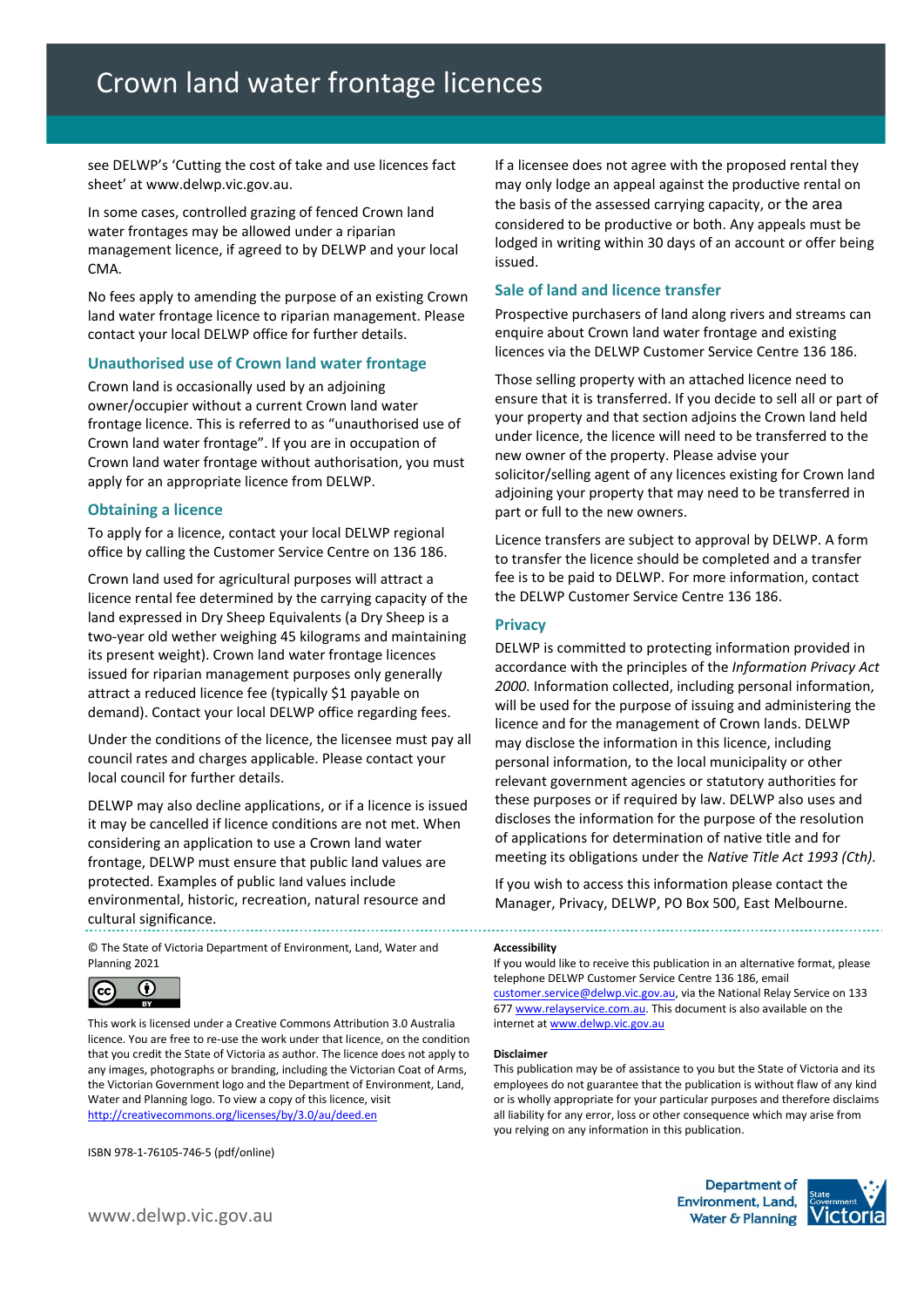see DELWP's 'Cutting the cost of take and use licences fact sheet' at www.delwp.vic.gov.au.

In some cases, controlled grazing of fenced Crown land water frontages may be allowed under a riparian management licence, if agreed to by DELWP and your local CMA.

No fees apply to amending the purpose of an existing Crown land water frontage licence to riparian management. Please contact your local DELWP office for further details.

## Unauthorised use of Crown land water frontage

Crown land is occasionally used by an adjoining owner/occupier without a current Crown land water frontage licence. This is referred to as "unauthorised use of Crown land water frontage". If you are in occupation of Crown land water frontage without authorisation, you must apply for an appropriate licence from DELWP.

## Obtaining a licence

To apply for a licence, contact your local DELWP regional office by calling the Customer Service Centre on 136 186.

Crown land used for agricultural purposes will attract a licence rental fee determined by the carrying capacity of the land expressed in Dry Sheep Equivalents (a Dry Sheep is a two-year old wether weighing 45 kilograms and maintaining its present weight). Crown land water frontage licences issued for riparian management purposes only generally attract a reduced licence fee (typically $1 payable on demand). Contact your local DELWP office regarding fees.

Under the conditions of the licence, the licensee must pay all council rates and charges applicable. Please contact your local council for further details.

DELWP may also decline applications, or if a licence is issued it may be cancelled if licence conditions are not met. When considering an application to use a Crown land water frontage, DELWP must ensure that public land values are protected. Examples of public land values include environmental, historic, recreation, natural resource and cultural significance.

If a licensee does not agree with the proposed rental they may only lodge an appeal against the productive rental on the basis of the assessed carrying capacity, or the area considered to be productive or both. Any appeals must be lodged in writing within 30 days of an account or offer being issued.

## Sale of land and licence transfer

Prospective purchasers of land along rivers and streams can enquire about Crown land water frontage and existing licences via the DELWP Customer Service Centre 136 186.

Those selling property with an attached licence need to ensure that it is transferred. If you decide to sell all or part of your property and that section adjoins the Crown land held under licence, the licence will need to be transferred to the new owner of the property. Please advise your solicitor/selling agent of any licences existing for Crown land adjoining your property that may need to be transferred in part or full to the new owners.

Licence transfers are subject to approval by DELWP. A form to transfer the licence should be completed and a transfer fee is to be paid to DELWP. For more information, contact the DELWP Customer Service Centre 136 186.

## Privacy

DELWP is committed to protecting information provided in accordance with the principles of the *Information Privacy Act 2000.* Information collected, including personal information, will be used for the purpose of issuing and administering the licence and for the management of Crown lands. DELWP may disclose the information in this licence, including personal information, to the local municipality or other relevant government agencies or statutory authorities for these purposes or if required by law. DELWP also uses and discloses the information for the purpose of the resolution of applications for determination of native title and for meeting its obligations under the *Native Title Act 1993 (Cth).*

If you wish to access this information please contact the Manager, Privacy, DELWP, PO Box 500, East Melbourne.

---

© The State of Victoria Department of Environment, Land, Water and Planning 2021

This work is licensed under a Creative Commons Attribution 3.0 Australia licence. You are free to re-use the work under that licence, on the condition that you credit the State of Victoria as author. The licence does not apply to any images, photographs or branding, including the Victorian Coat of Arms, the Victorian Government logo and the Department of Environment, Land, Water and Planning logo. To view a copy of this licence, visit http://creativecommons.org/licenses/by/3.0/au/deed.en

ISBN 978-1-76105-746-5 (pdf/online)

**Accessibility**

If you would like to receive this publication in an alternative format, please telephone DELWP Customer Service Centre 136 186, email customer.service@delwp.vic.gov.au, via the National Relay Service on 133 677 www.relayservice.com.au. This document is also available on the internet at www.delwp.vic.gov.au

**Disclaimer**

This publication may be of assistance to you but the State of Victoria and its employees do not guarantee that the publication is without flaw of any kind or is wholly appropriate for your particular purposes and therefore disclaims all liability for any error, loss or other consequence which may arise from you relying on any information in this publication.